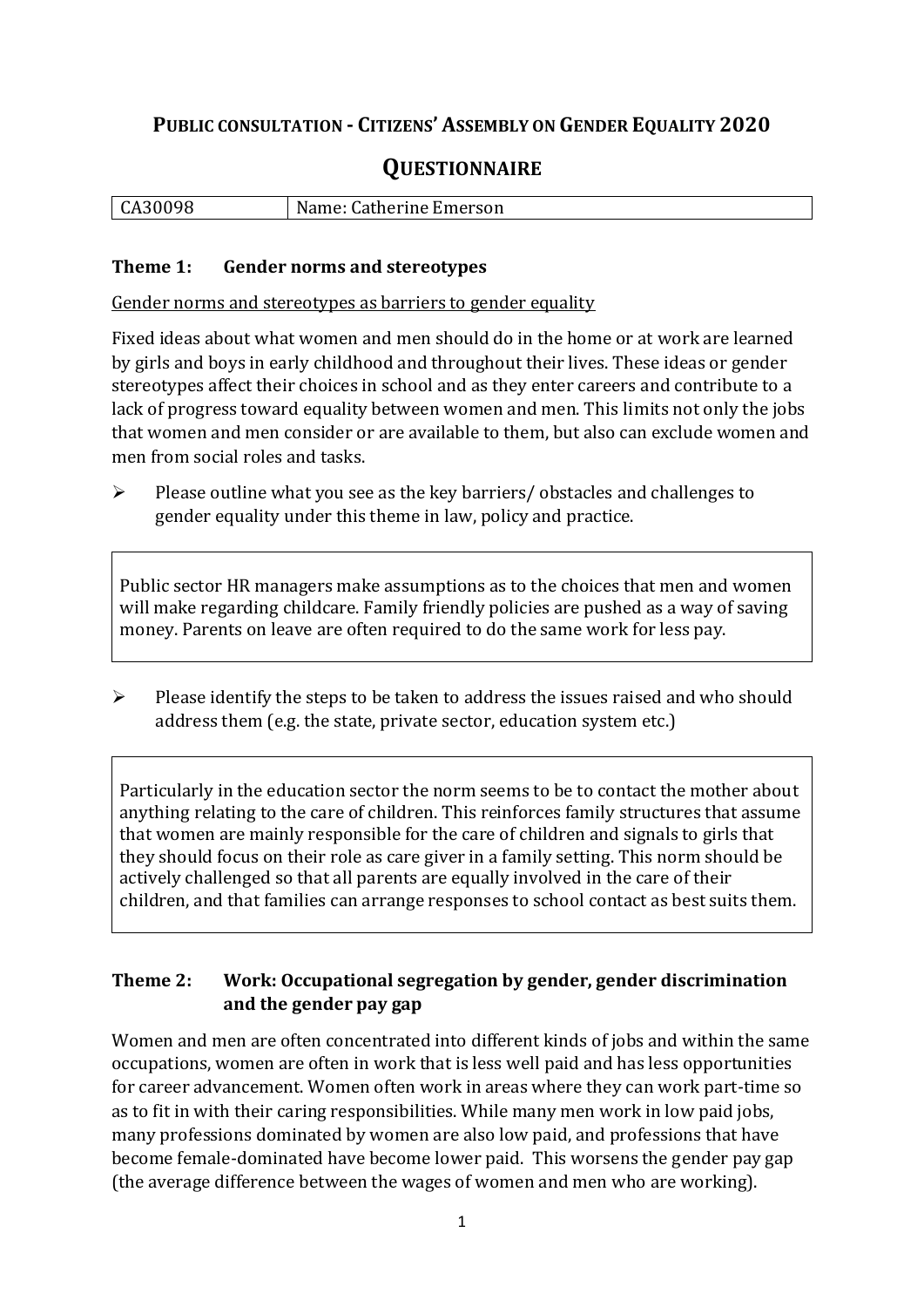# Public consultation - Citizens' Assembly on Gender Equality 2020

## Questionnaire

| CA30098 | Name: Catherine Emerson |
|---|---|

### Theme 1: Gender norms and stereotypes

Gender norms and stereotypes as barriers to gender equality

Fixed ideas about what women and men should do in the home or at work are learned by girls and boys in early childhood and throughout their lives. These ideas or gender stereotypes affect their choices in school and as they enter careers and contribute to a lack of progress toward equality between women and men. This limits not only the jobs that women and men consider or are available to them, but also can exclude women and men from social roles and tasks.

- Please outline what you see as the key barriers/ obstacles and challenges to gender equality under this theme in law, policy and practice.

Public sector HR managers make assumptions as to the choices that men and women will make regarding childcare. Family friendly policies are pushed as a way of saving money. Parents on leave are often required to do the same work for less pay.

- Please identify the steps to be taken to address the issues raised and who should address them (e.g. the state, private sector, education system etc.)

Particularly in the education sector the norm seems to be to contact the mother about anything relating to the care of children. This reinforces family structures that assume that women are mainly responsible for the care of children and signals to girls that they should focus on their role as care giver in a family setting. This norm should be actively challenged so that all parents are equally involved in the care of their children, and that families can arrange responses to school contact as best suits them.

### Theme 2: Work: Occupational segregation by gender, gender discrimination and the gender pay gap

Women and men are often concentrated into different kinds of jobs and within the same occupations, women are often in work that is less well paid and has less opportunities for career advancement. Women often work in areas where they can work part-time so as to fit in with their caring responsibilities. While many men work in low paid jobs, many professions dominated by women are also low paid, and professions that have become female-dominated have become lower paid. This worsens the gender pay gap (the average difference between the wages of women and men who are working).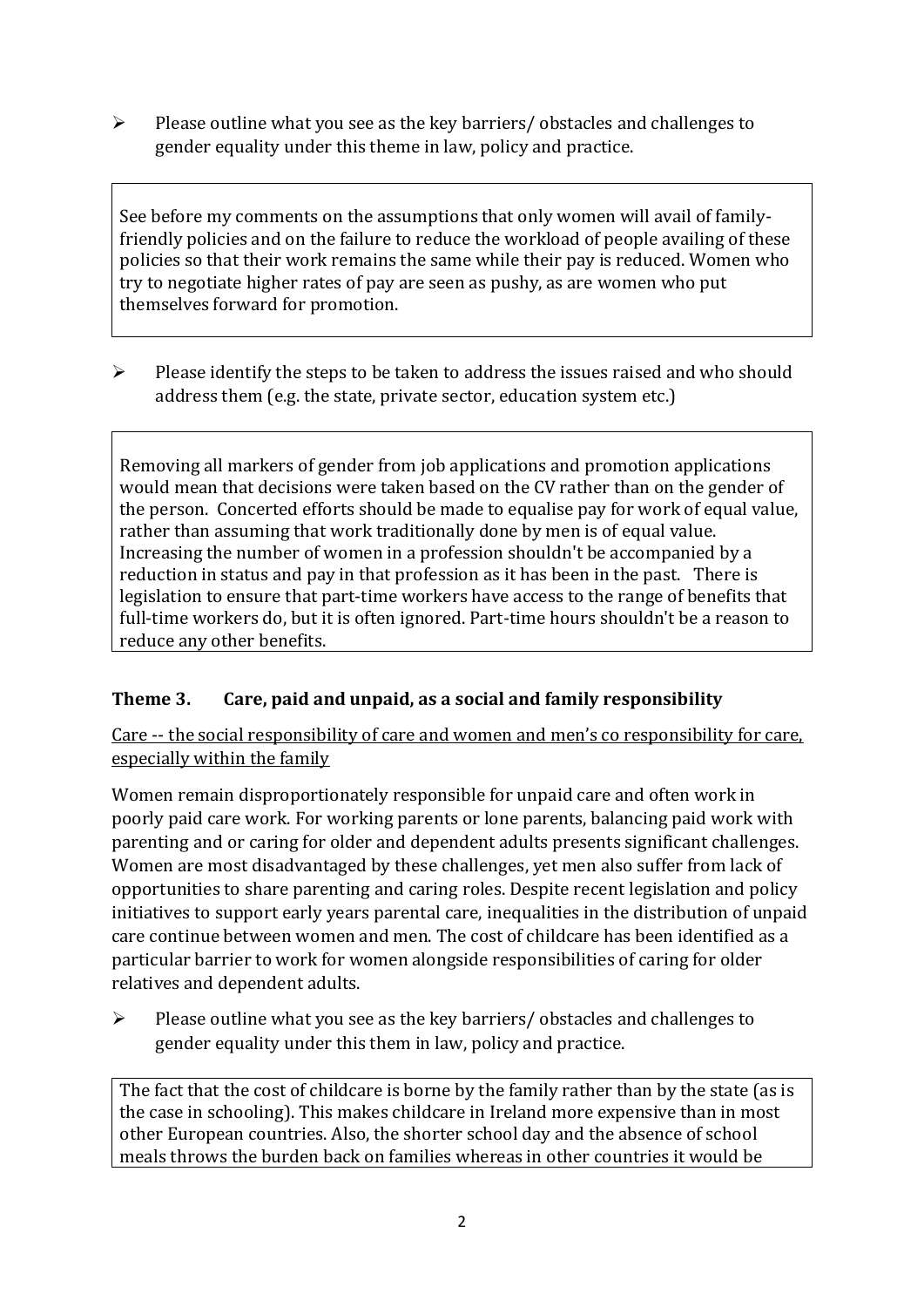- Please outline what you see as the key barriers/ obstacles and challenges to gender equality under this theme in law, policy and practice.

See before my comments on the assumptions that only women will avail of family-friendly policies and on the failure to reduce the workload of people availing of these policies so that their work remains the same while their pay is reduced. Women who try to negotiate higher rates of pay are seen as pushy, as are women who put themselves forward for promotion.

- Please identify the steps to be taken to address the issues raised and who should address them (e.g. the state, private sector, education system etc.)

Removing all markers of gender from job applications and promotion applications would mean that decisions were taken based on the CV rather than on the gender of the person. Concerted efforts should be made to equalise pay for work of equal value, rather than assuming that work traditionally done by men is of equal value. Increasing the number of women in a profession shouldn't be accompanied by a reduction in status and pay in that profession as it has been in the past. There is legislation to ensure that part-time workers have access to the range of benefits that full-time workers do, but it is often ignored. Part-time hours shouldn't be a reason to reduce any other benefits.

### Theme 3. Care, paid and unpaid, as a social and family responsibility

Care -- the social responsibility of care and women and men's co responsibility for care, especially within the family

Women remain disproportionately responsible for unpaid care and often work in poorly paid care work. For working parents or lone parents, balancing paid work with parenting and or caring for older and dependent adults presents significant challenges. Women are most disadvantaged by these challenges, yet men also suffer from lack of opportunities to share parenting and caring roles. Despite recent legislation and policy initiatives to support early years parental care, inequalities in the distribution of unpaid care continue between women and men. The cost of childcare has been identified as a particular barrier to work for women alongside responsibilities of caring for older relatives and dependent adults.

- Please outline what you see as the key barriers/ obstacles and challenges to gender equality under this them in law, policy and practice.

The fact that the cost of childcare is borne by the family rather than by the state (as is the case in schooling). This makes childcare in Ireland more expensive than in most other European countries. Also, the shorter school day and the absence of school meals throws the burden back on families whereas in other countries it would be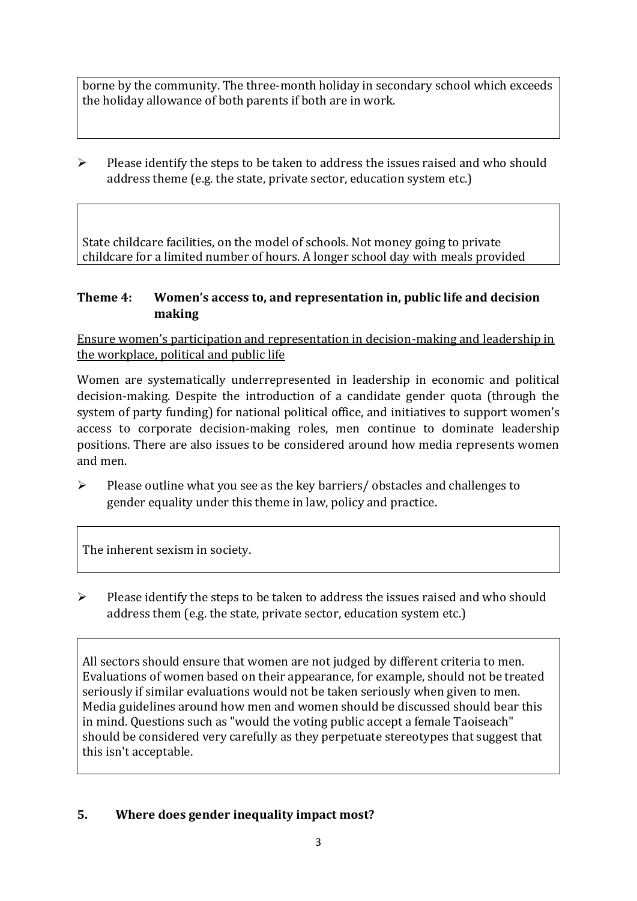borne by the community. The three-month holiday in secondary school which exceeds the holiday allowance of both parents if both are in work.

- Please identify the steps to be taken to address the issues raised and who should address theme (e.g. the state, private sector, education system etc.)

State childcare facilities, on the model of schools. Not money going to private childcare for a limited number of hours. A longer school day with meals provided

### Theme 4: Women's access to, and representation in, public life and decision making

Ensure women's participation and representation in decision-making and leadership in the workplace, political and public life

Women are systematically underrepresented in leadership in economic and political decision-making. Despite the introduction of a candidate gender quota (through the system of party funding) for national political office, and initiatives to support women's access to corporate decision-making roles, men continue to dominate leadership positions. There are also issues to be considered around how media represents women and men.

- Please outline what you see as the key barriers/ obstacles and challenges to gender equality under this theme in law, policy and practice.

The inherent sexism in society.

- Please identify the steps to be taken to address the issues raised and who should address them (e.g. the state, private sector, education system etc.)

All sectors should ensure that women are not judged by different criteria to men. Evaluations of women based on their appearance, for example, should not be treated seriously if similar evaluations would not be taken seriously when given to men. Media guidelines around how men and women should be discussed should bear this in mind. Questions such as "would the voting public accept a female Taoiseach" should be considered very carefully as they perpetuate stereotypes that suggest that this isn't acceptable.

## 5. Where does gender inequality impact most?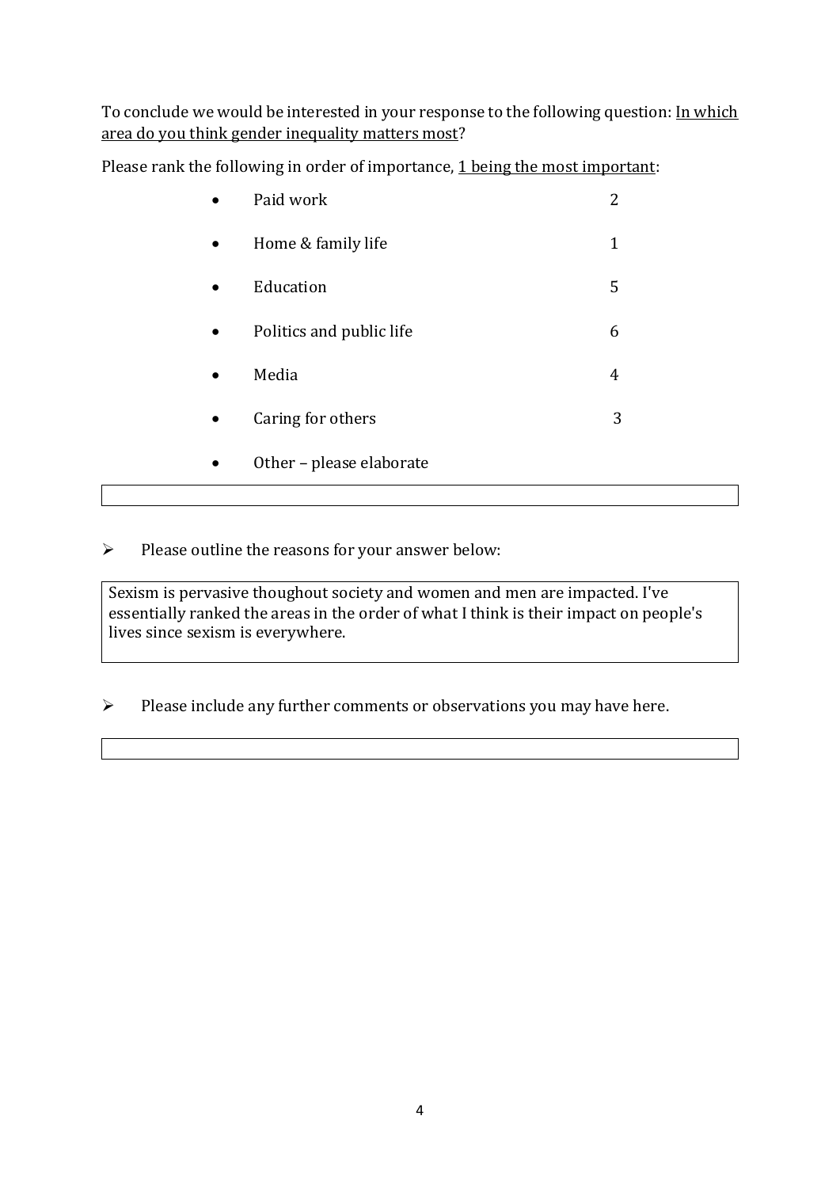To conclude we would be interested in your response to the following question: <u>In which area do you think gender inequality matters most</u>?

Please rank the following in order of importance, <u>1 being the most important</u>:

- Paid work 2
- Home & family life 1
- Education 5
- Politics and public life 6
- Media 4
- Caring for others 3
- Other – please elaborate

➢ Please outline the reasons for your answer below:

Sexism is pervasive thoughout society and women and men are impacted. I've essentially ranked the areas in the order of what I think is their impact on people's lives since sexism is everywhere.

➢ Please include any further comments or observations you may have here.